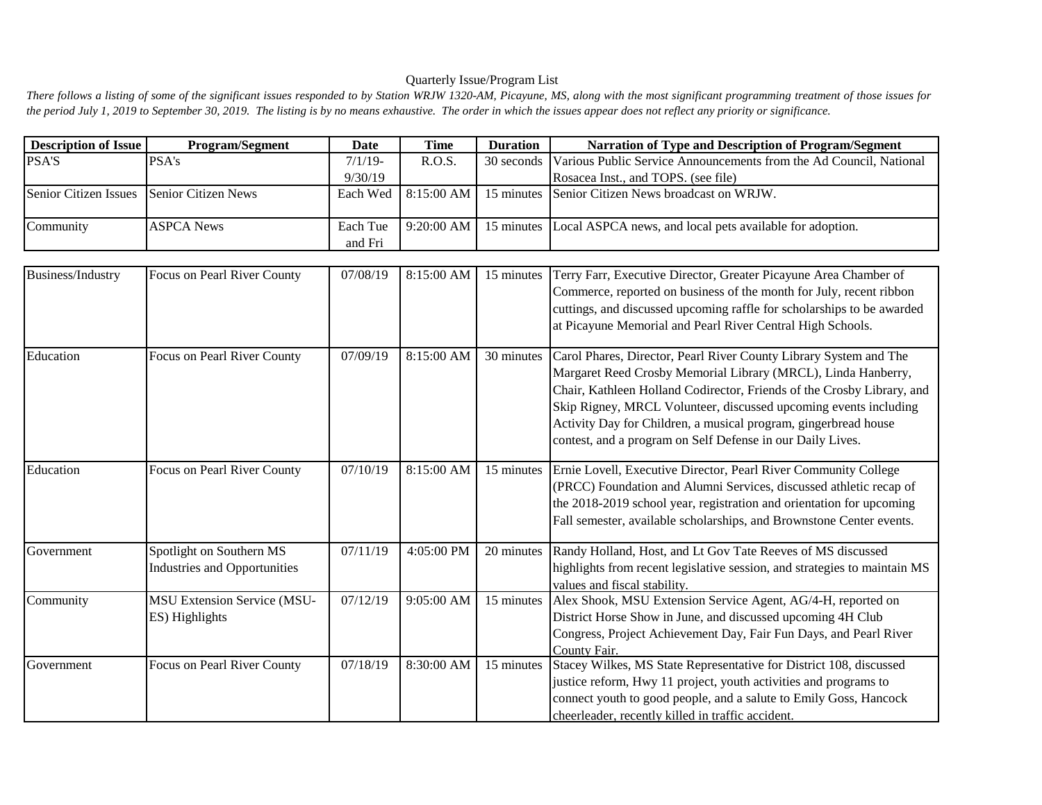Quarterly Issue/Program List

*There follows a listing of some of the significant issues responded to by Station WRJW 1320-AM, Picayune, MS, along with the most significant programming treatment of those issues for the period July 1, 2019 to September 30, 2019. The listing is by no means exhaustive. The order in which the issues appear does not reflect any priority or significance.*

| Description of Issue | Program/Segment | Date | Time | Duration | Narration of Type and Description of Program/Segment |
|---|---|---|---|---|---|
| PSA'S | PSA's | 7/1/19-9/30/19 | R.O.S. | 30 seconds | Various Public Service Announcements from the Ad Council, National Rosacea Inst., and TOPS. (see file) |
| Senior Citizen Issues | Senior Citizen News | Each Wed | 8:15:00 AM | 15 minutes | Senior Citizen News broadcast on WRJW. |
| Community | ASPCA News | Each Tue and Fri | 9:20:00 AM | 15 minutes | Local ASPCA news, and local pets available for adoption. |
| Business/Industry | Focus on Pearl River County | 07/08/19 | 8:15:00 AM | 15 minutes | Terry Farr, Executive Director, Greater Picayune Area Chamber of Commerce, reported on business of the month for July, recent ribbon cuttings, and discussed upcoming raffle for scholarships to be awarded at Picayune Memorial and Pearl River Central High Schools. |
| Education | Focus on Pearl River County | 07/09/19 | 8:15:00 AM | 30 minutes | Carol Phares, Director, Pearl River County Library System and The Margaret Reed Crosby Memorial Library (MRCL), Linda Hanberry, Chair, Kathleen Holland Codirector, Friends of the Crosby Library, and Skip Rigney, MRCL Volunteer, discussed upcoming events including Activity Day for Children, a musical program, gingerbread house contest, and a program on Self Defense in our Daily Lives. |
| Education | Focus on Pearl River County | 07/10/19 | 8:15:00 AM | 15 minutes | Ernie Lovell, Executive Director, Pearl River Community College (PRCC) Foundation and Alumni Services, discussed athletic recap of the 2018-2019 school year, registration and orientation for upcoming Fall semester, available scholarships, and Brownstone Center events. |
| Government | Spotlight on Southern MS Industries and Opportunities | 07/11/19 | 4:05:00 PM | 20 minutes | Randy Holland, Host, and Lt Gov Tate Reeves of MS discussed highlights from recent legislative session, and strategies to maintain MS values and fiscal stability. |
| Community | MSU Extension Service (MSU-ES) Highlights | 07/12/19 | 9:05:00 AM | 15 minutes | Alex Shook, MSU Extension Service Agent, AG/4-H, reported on District Horse Show in June, and discussed upcoming 4H Club Congress, Project Achievement Day, Fair Fun Days, and Pearl River County Fair. |
| Government | Focus on Pearl River County | 07/18/19 | 8:30:00 AM | 15 minutes | Stacey Wilkes, MS State Representative for District 108, discussed justice reform, Hwy 11 project, youth activities and programs to connect youth to good people, and a salute to Emily Goss, Hancock cheerleader, recently killed in traffic accident. |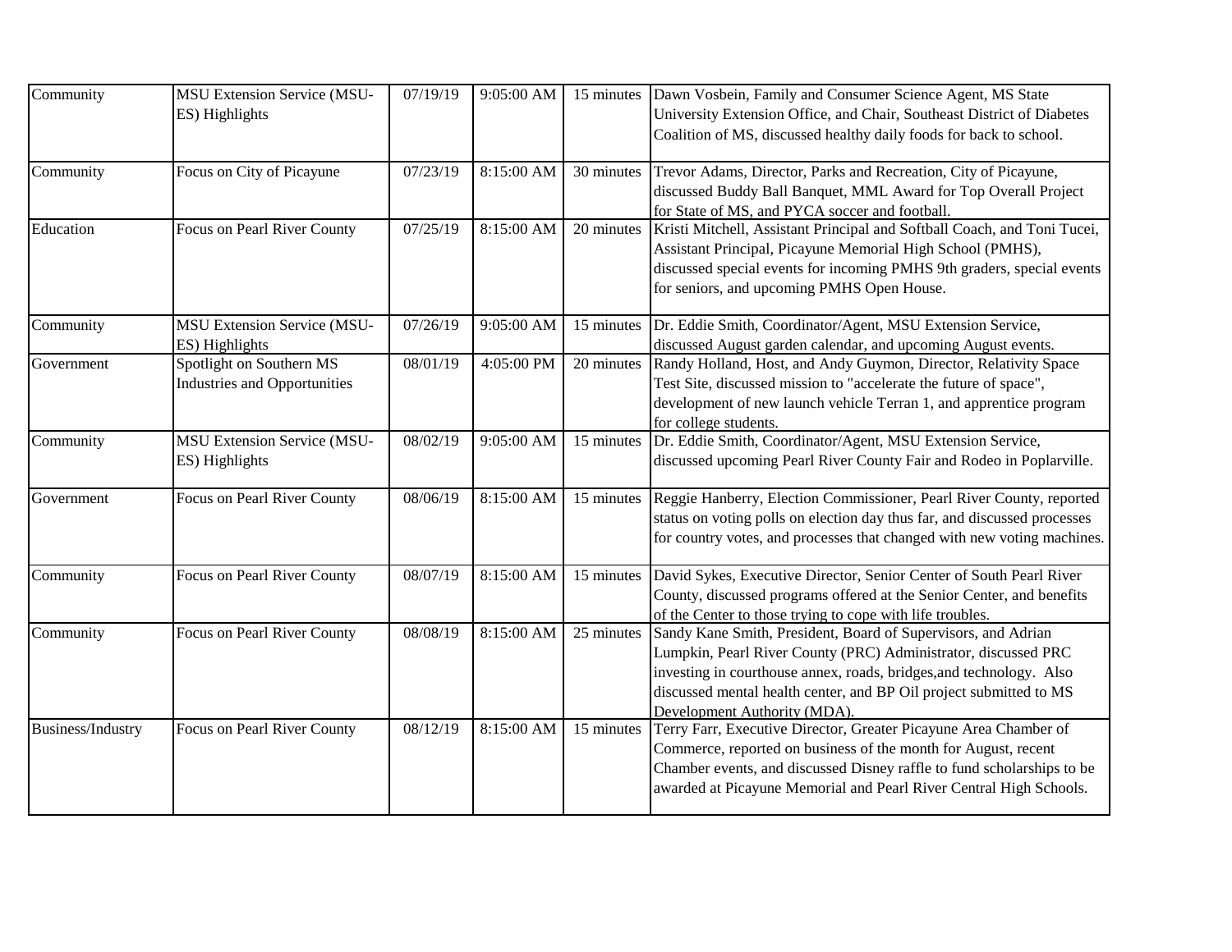| Community | MSU Extension Service (MSU-ES) Highlights | 07/19/19 | 9:05:00 AM | 15 minutes | Dawn Vosbein, Family and Consumer Science Agent, MS State University Extension Office, and Chair, Southeast District of Diabetes Coalition of MS, discussed healthy daily foods for back to school. |
|---|---|---|---|---|---|
| Community | Focus on City of Picayune | 07/23/19 | 8:15:00 AM | 30 minutes | Trevor Adams, Director, Parks and Recreation, City of Picayune, discussed Buddy Ball Banquet, MML Award for Top Overall Project for State of MS, and PYCA soccer and football. |
| Education | Focus on Pearl River County | 07/25/19 | 8:15:00 AM | 20 minutes | Kristi Mitchell, Assistant Principal and Softball Coach, and Toni Tucei, Assistant Principal, Picayune Memorial High School (PMHS), discussed special events for incoming PMHS 9th graders, special events for seniors, and upcoming PMHS Open House. |
| Community | MSU Extension Service (MSU-ES) Highlights | 07/26/19 | 9:05:00 AM | 15 minutes | Dr. Eddie Smith, Coordinator/Agent, MSU Extension Service, discussed August garden calendar, and upcoming August events. |
| Government | Spotlight on Southern MS Industries and Opportunities | 08/01/19 | 4:05:00 PM | 20 minutes | Randy Holland, Host, and Andy Guymon, Director, Relativity Space Test Site, discussed mission to "accelerate the future of space", development of new launch vehicle Terran 1, and apprentice program for college students. |
| Community | MSU Extension Service (MSU-ES) Highlights | 08/02/19 | 9:05:00 AM | 15 minutes | Dr. Eddie Smith, Coordinator/Agent, MSU Extension Service, discussed upcoming Pearl River County Fair and Rodeo in Poplarville. |
| Government | Focus on Pearl River County | 08/06/19 | 8:15:00 AM | 15 minutes | Reggie Hanberry, Election Commissioner, Pearl River County, reported status on voting polls on election day thus far, and discussed processes for country votes, and processes that changed with new voting machines. |
| Community | Focus on Pearl River County | 08/07/19 | 8:15:00 AM | 15 minutes | David Sykes, Executive Director, Senior Center of South Pearl River County, discussed programs offered at the Senior Center, and benefits of the Center to those trying to cope with life troubles. |
| Community | Focus on Pearl River County | 08/08/19 | 8:15:00 AM | 25 minutes | Sandy Kane Smith, President, Board of Supervisors, and Adrian Lumpkin, Pearl River County (PRC) Administrator, discussed PRC investing in courthouse annex, roads, bridges,and technology. Also discussed mental health center, and BP Oil project submitted to MS Development Authority (MDA). |
| Business/Industry | Focus on Pearl River County | 08/12/19 | 8:15:00 AM | 15 minutes | Terry Farr, Executive Director, Greater Picayune Area Chamber of Commerce, reported on business of the month for August, recent Chamber events, and discussed Disney raffle to fund scholarships to be awarded at Picayune Memorial and Pearl River Central High Schools. |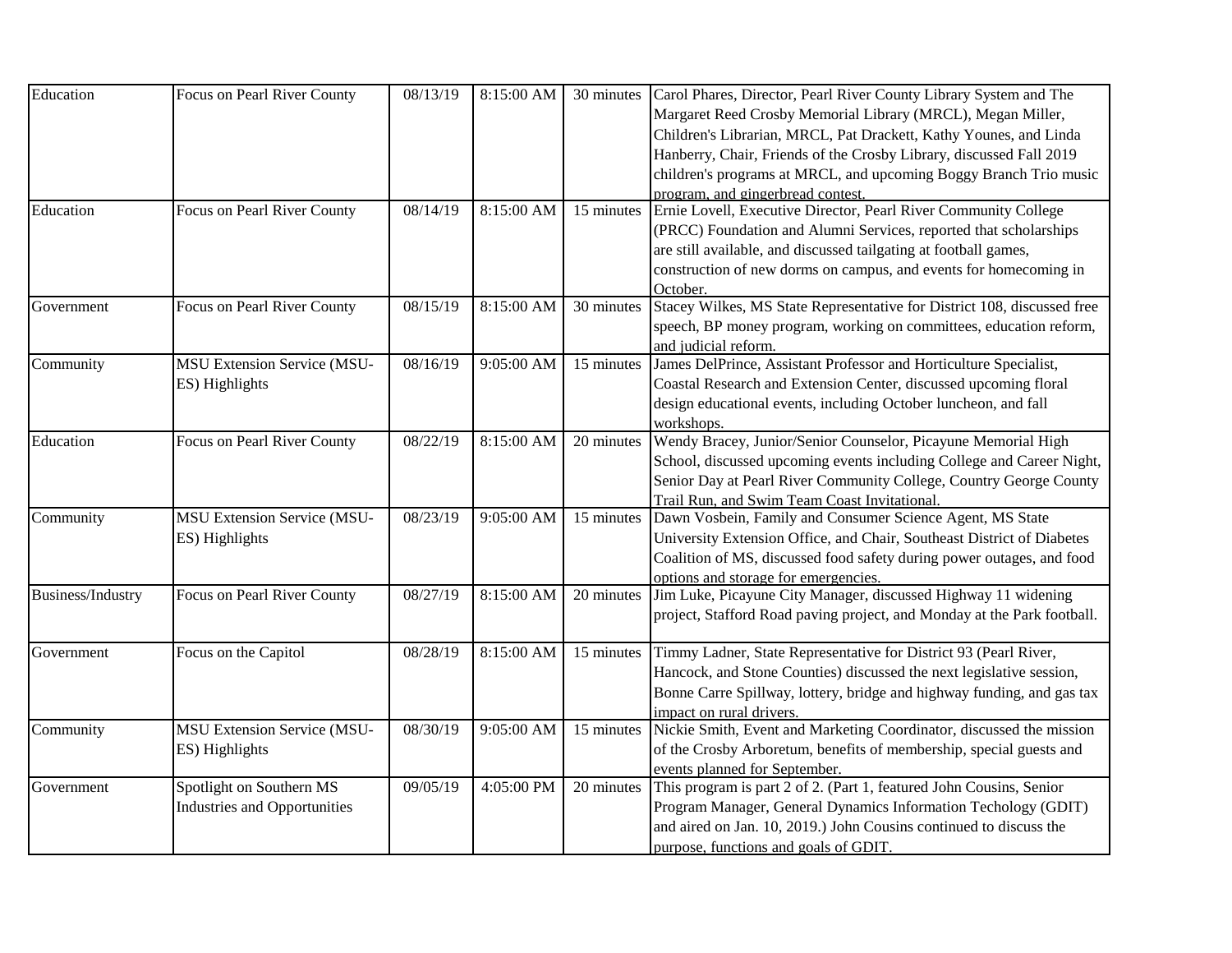| Education | Focus on Pearl River County | 08/13/19 | 8:15:00 AM | 30 minutes | Carol Phares, Director, Pearl River County Library System and The Margaret Reed Crosby Memorial Library (MRCL), Megan Miller, Children's Librarian, MRCL, Pat Drackett, Kathy Younes, and Linda Hanberry, Chair, Friends of the Crosby Library, discussed Fall 2019 children's programs at MRCL, and upcoming Boggy Branch Trio music program, and gingerbread contest. |
|---|---|---|---|---|---|
| Education | Focus on Pearl River County | 08/14/19 | 8:15:00 AM | 15 minutes | Ernie Lovell, Executive Director, Pearl River Community College (PRCC) Foundation and Alumni Services, reported that scholarships are still available, and discussed tailgating at football games, construction of new dorms on campus, and events for homecoming in October. |
| Government | Focus on Pearl River County | 08/15/19 | 8:15:00 AM | 30 minutes | Stacey Wilkes, MS State Representative for District 108, discussed free speech, BP money program, working on committees, education reform, and judicial reform. |
| Community | MSU Extension Service (MSU-ES) Highlights | 08/16/19 | 9:05:00 AM | 15 minutes | James DelPrince, Assistant Professor and Horticulture Specialist, Coastal Research and Extension Center, discussed upcoming floral design educational events, including October luncheon, and fall workshops. |
| Education | Focus on Pearl River County | 08/22/19 | 8:15:00 AM | 20 minutes | Wendy Bracey, Junior/Senior Counselor, Picayune Memorial High School, discussed upcoming events including College and Career Night, Senior Day at Pearl River Community College, Country George County Trail Run, and Swim Team Coast Invitational. |
| Community | MSU Extension Service (MSU-ES) Highlights | 08/23/19 | 9:05:00 AM | 15 minutes | Dawn Vosbein, Family and Consumer Science Agent, MS State University Extension Office, and Chair, Southeast District of Diabetes Coalition of MS, discussed food safety during power outages, and food options and storage for emergencies. |
| Business/Industry | Focus on Pearl River County | 08/27/19 | 8:15:00 AM | 20 minutes | Jim Luke, Picayune City Manager, discussed Highway 11 widening project, Stafford Road paving project, and Monday at the Park football. |
| Government | Focus on the Capitol | 08/28/19 | 8:15:00 AM | 15 minutes | Timmy Ladner, State Representative for District 93 (Pearl River, Hancock, and Stone Counties) discussed the next legislative session, Bonne Carre Spillway, lottery, bridge and highway funding, and gas tax impact on rural drivers. |
| Community | MSU Extension Service (MSU-ES) Highlights | 08/30/19 | 9:05:00 AM | 15 minutes | Nickie Smith, Event and Marketing Coordinator, discussed the mission of the Crosby Arboretum, benefits of membership, special guests and events planned for September. |
| Government | Spotlight on Southern MS Industries and Opportunities | 09/05/19 | 4:05:00 PM | 20 minutes | This program is part 2 of 2. (Part 1, featured John Cousins, Senior Program Manager, General Dynamics Information Techology (GDIT) and aired on Jan. 10, 2019.) John Cousins continued to discuss the purpose, functions and goals of GDIT. |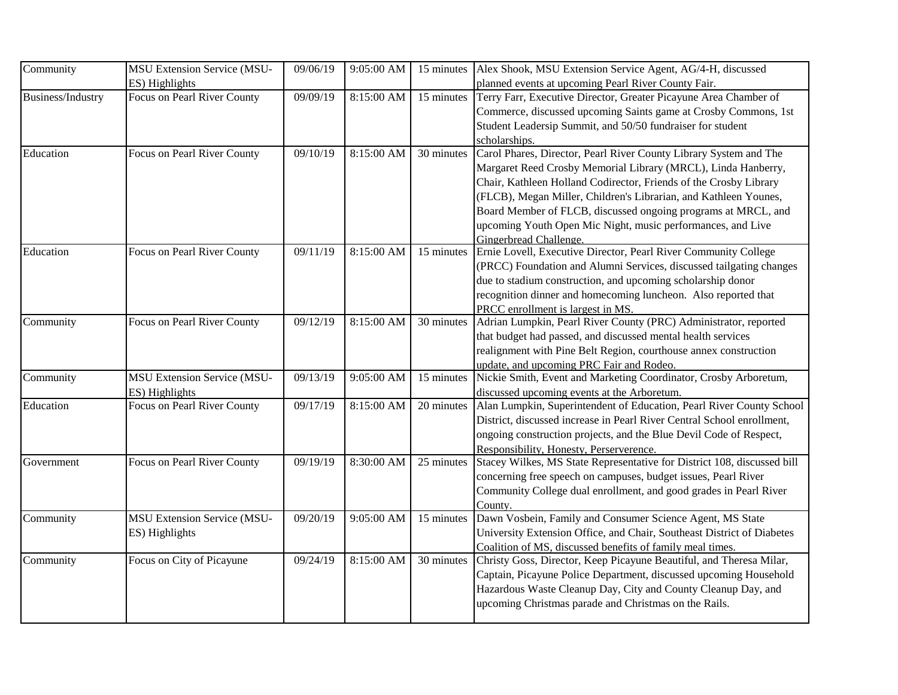| Community | MSU Extension Service (MSU-ES) Highlights | 09/06/19 | 9:05:00 AM | 15 minutes | Alex Shook, MSU Extension Service Agent, AG/4-H, discussed planned events at upcoming Pearl River County Fair. |
|---|---|---|---|---|---|
| Business/Industry | Focus on Pearl River County | 09/09/19 | 8:15:00 AM | 15 minutes | Terry Farr, Executive Director, Greater Picayune Area Chamber of Commerce, discussed upcoming Saints game at Crosby Commons, 1st Student Leadersip Summit, and 50/50 fundraiser for student scholarships. |
| Education | Focus on Pearl River County | 09/10/19 | 8:15:00 AM | 30 minutes | Carol Phares, Director, Pearl River County Library System and The Margaret Reed Crosby Memorial Library (MRCL), Linda Hanberry, Chair, Kathleen Holland Codirector, Friends of the Crosby Library (FLCB), Megan Miller, Children's Librarian, and Kathleen Younes, Board Member of FLCB, discussed ongoing programs at MRCL, and upcoming Youth Open Mic Night, music performances, and Live Gingerbread Challenge. |
| Education | Focus on Pearl River County | 09/11/19 | 8:15:00 AM | 15 minutes | Ernie Lovell, Executive Director, Pearl River Community College (PRCC) Foundation and Alumni Services, discussed tailgating changes due to stadium construction, and upcoming scholarship donor recognition dinner and homecoming luncheon. Also reported that PRCC enrollment is largest in MS. |
| Community | Focus on Pearl River County | 09/12/19 | 8:15:00 AM | 30 minutes | Adrian Lumpkin, Pearl River County (PRC) Administrator, reported that budget had passed, and discussed mental health services realignment with Pine Belt Region, courthouse annex construction update, and upcoming PRC Fair and Rodeo. |
| Community | MSU Extension Service (MSU-ES) Highlights | 09/13/19 | 9:05:00 AM | 15 minutes | Nickie Smith, Event and Marketing Coordinator, Crosby Arboretum, discussed upcoming events at the Arboretum. |
| Education | Focus on Pearl River County | 09/17/19 | 8:15:00 AM | 20 minutes | Alan Lumpkin, Superintendent of Education, Pearl River County School District, discussed increase in Pearl River Central School enrollment, ongoing construction projects, and the Blue Devil Code of Respect, Responsibility, Honesty, Perserverence. |
| Government | Focus on Pearl River County | 09/19/19 | 8:30:00 AM | 25 minutes | Stacey Wilkes, MS State Representative for District 108, discussed bill concerning free speech on campuses, budget issues, Pearl River Community College dual enrollment, and good grades in Pearl River County. |
| Community | MSU Extension Service (MSU-ES) Highlights | 09/20/19 | 9:05:00 AM | 15 minutes | Dawn Vosbein, Family and Consumer Science Agent, MS State University Extension Office, and Chair, Southeast District of Diabetes Coalition of MS, discussed benefits of family meal times. |
| Community | Focus on City of Picayune | 09/24/19 | 8:15:00 AM | 30 minutes | Christy Goss, Director, Keep Picayune Beautiful, and Theresa Milar, Captain, Picayune Police Department, discussed upcoming Household Hazardous Waste Cleanup Day, City and County Cleanup Day, and upcoming Christmas parade and Christmas on the Rails. |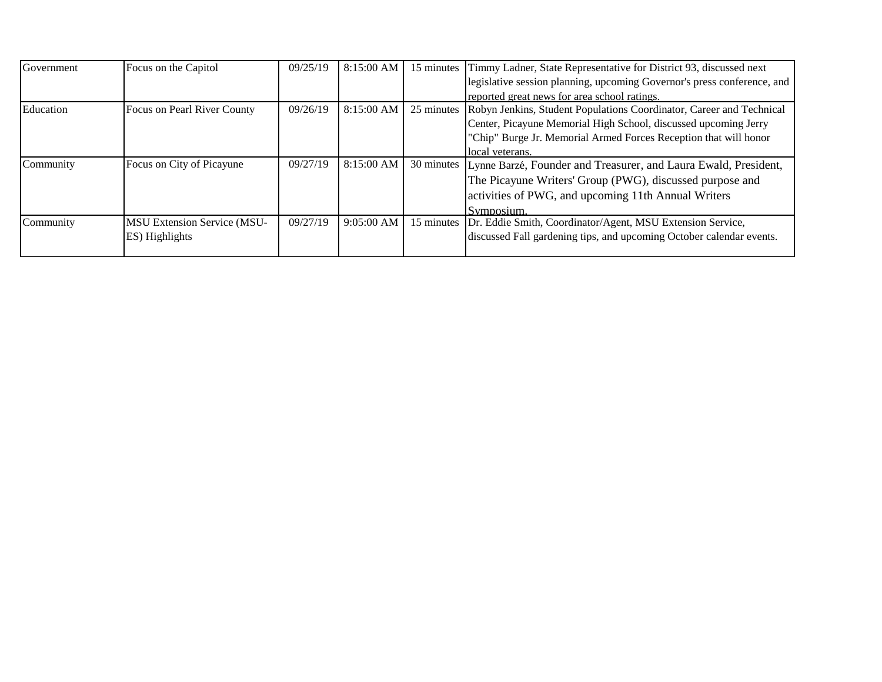| | | | | | |
|---|---|---|---|---|---|
| Government | Focus on the Capitol | 09/25/19 | 8:15:00 AM | 15 minutes | Timmy Ladner, State Representative for District 93, discussed next legislative session planning, upcoming Governor's press conference, and reported great news for area school ratings. |
| Education | Focus on Pearl River County | 09/26/19 | 8:15:00 AM | 25 minutes | Robyn Jenkins, Student Populations Coordinator, Career and Technical Center, Picayune Memorial High School, discussed upcoming Jerry "Chip" Burge Jr. Memorial Armed Forces Reception that will honor local veterans. |
| Community | Focus on City of Picayune | 09/27/19 | 8:15:00 AM | 30 minutes | Lynne Barzé, Founder and Treasurer, and Laura Ewald, President, The Picayune Writers' Group (PWG), discussed purpose and activities of PWG, and upcoming 11th Annual Writers Symposium. |
| Community | MSU Extension Service (MSU-ES) Highlights | 09/27/19 | 9:05:00 AM | 15 minutes | Dr. Eddie Smith, Coordinator/Agent, MSU Extension Service, discussed Fall gardening tips, and upcoming October calendar events. |